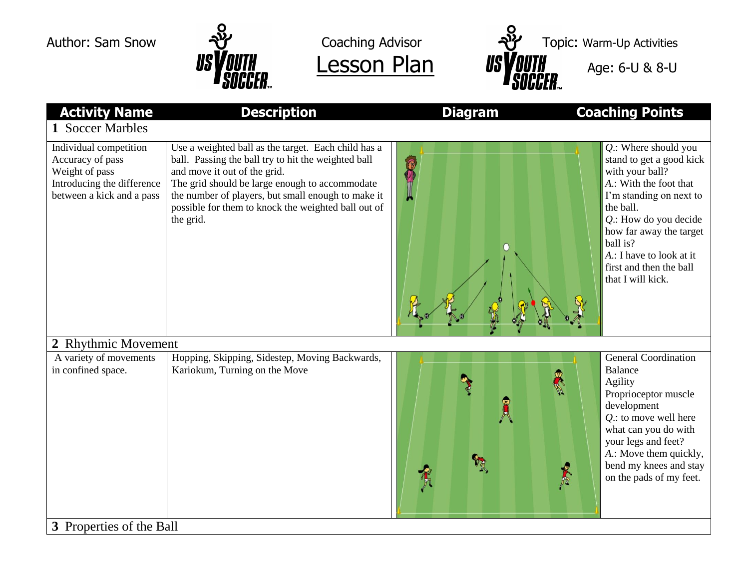Author: Sam Snow

Coaching Advisor

# Lesson Plan

Topic: Warm-Up Activities

Age: 6-U & 8-U

| Activity Name | Description | Diagram | Coaching Points |
|---|---|---|---|
| **1** Soccer Marbles | | | |
| Individual competition<br>Accuracy of pass<br>Weight of pass<br>Introducing the difference between a kick and a pass | Use a weighted ball as the target. Each child has a ball. Passing the ball try to hit the weighted ball and move it out of the grid.<br>The grid should be large enough to accommodate the number of players, but small enough to make it possible for them to knock the weighted ball out of the grid. | | *Q*.: Where should you stand to get a good kick with your ball?<br>*A*.: With the foot that I'm standing on next to the ball.<br>*Q*.: How do you decide how far away the target ball is?<br>*A*.: I have to look at it first and then the ball that I will kick. |
| **2** Rhythmic Movement | | | |
| A variety of movements in confined space. | Hopping, Skipping, Sidestep, Moving Backwards, Kariokum, Turning on the Move | | General Coordination<br>Balance<br>Agility<br>Proprioceptor muscle development<br>*Q*.: to move well here what can you do with your legs and feet?<br>*A*.: Move them quickly, bend my knees and stay on the pads of my feet. |
| **3** Properties of the Ball | | | |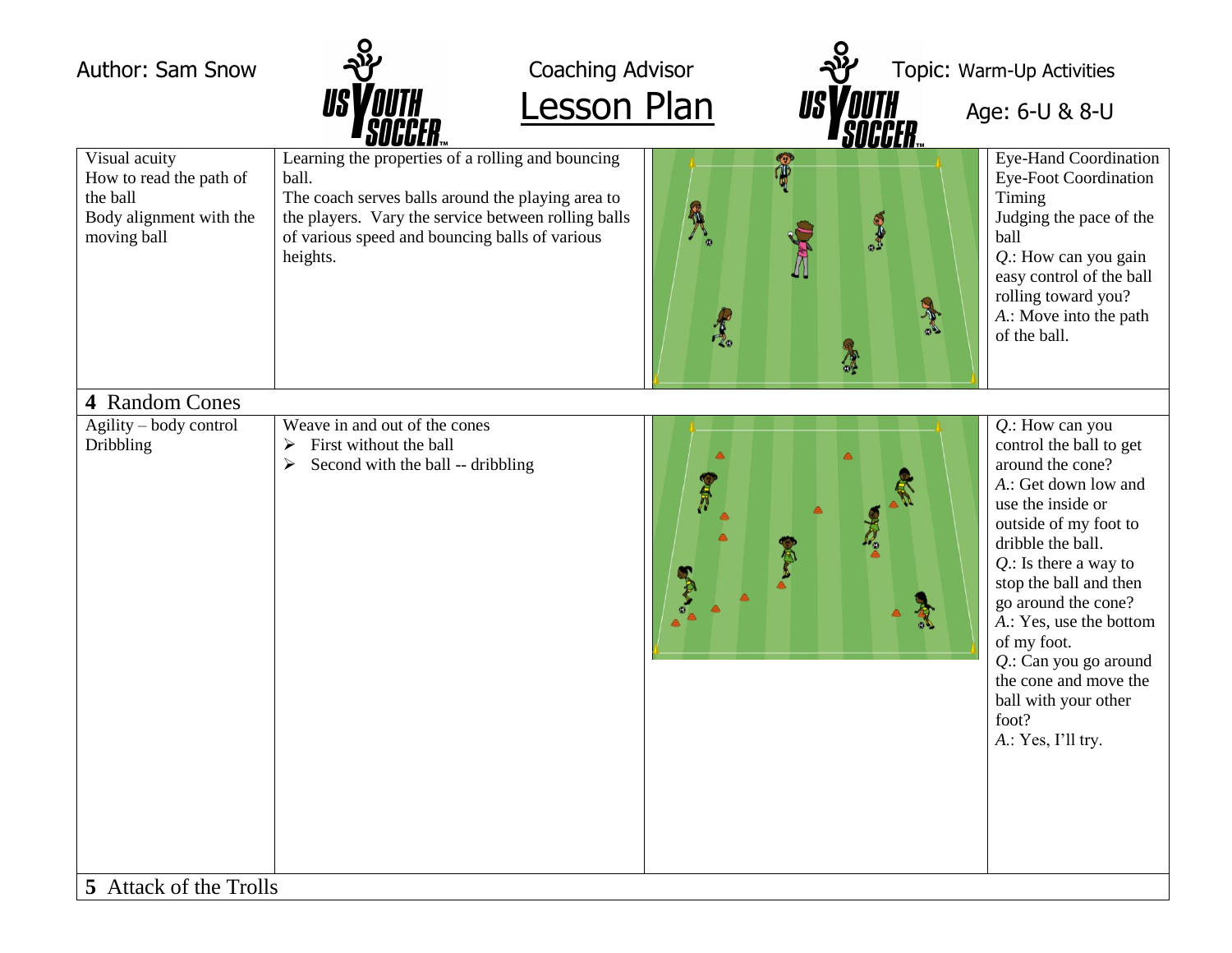| Author: Sam Snow | Coaching Advisor Lesson Plan | Topic: Warm-Up Activities | Age: 6-U & 8-U |
|---|---|---|---|
| Visual acuity<br>How to read the path of the ball<br>Body alignment with the moving ball | Learning the properties of a rolling and bouncing ball.<br>The coach serves balls around the playing area to the players. Vary the service between rolling balls of various speed and bouncing balls of various heights. | | Eye-Hand Coordination<br>Eye-Foot Coordination<br>Timing<br>Judging the pace of the ball<br>*Q*.: How can you gain easy control of the ball rolling toward you?<br>*A*.: Move into the path of the ball. |
| **4** Random Cones | | | |
| Agility – body control<br>Dribbling | Weave in and out of the cones<br>➢ First without the ball<br>➢ Second with the ball -- dribbling | | *Q*.: How can you control the ball to get around the cone?<br>*A*.: Get down low and use the inside or outside of my foot to dribble the ball.<br>*Q*.: Is there a way to stop the ball and then go around the cone?<br>*A*.: Yes, use the bottom of my foot.<br>*Q*.: Can you go around the cone and move the ball with your other foot?<br>*A*.: Yes, I'll try. |
| **5** Attack of the Trolls | | | |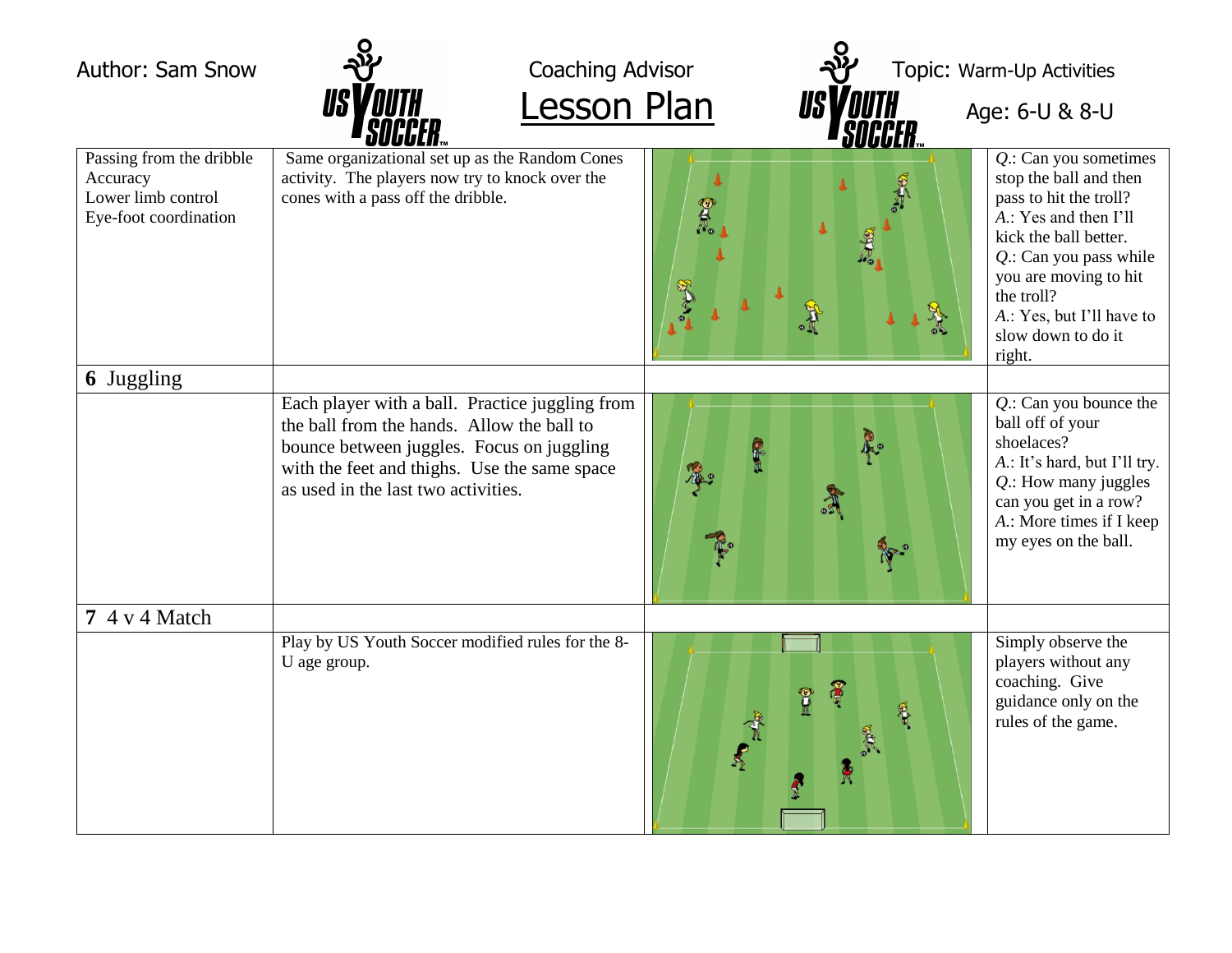Author: Sam Snow

Coaching Advisor

Lesson Plan

Topic: Warm-Up Activities

Age: 6-U & 8-U

| | | | |
|---|---|---|---|
| Passing from the dribble<br>Accuracy<br>Lower limb control<br>Eye-foot coordination | Same organizational set up as the Random Cones activity. The players now try to knock over the cones with a pass off the dribble. | | *Q*.: Can you sometimes stop the ball and then pass to hit the troll?<br>*A*.: Yes and then I'll kick the ball better.<br>*Q*.: Can you pass while you are moving to hit the troll?<br>*A*.: Yes, but I'll have to slow down to do it right. |
| **6** Juggling | | | |
| | Each player with a ball. Practice juggling from the ball from the hands. Allow the ball to bounce between juggles. Focus on juggling with the feet and thighs. Use the same space as used in the last two activities. | | *Q*.: Can you bounce the ball off of your shoelaces?<br>*A*.: It's hard, but I'll try.<br>*Q*.: How many juggles can you get in a row?<br>*A*.: More times if I keep my eyes on the ball. |
| **7** 4 v 4 Match | | | |
| | Play by US Youth Soccer modified rules for the 8-U age group. | | Simply observe the players without any coaching. Give guidance only on the rules of the game. |